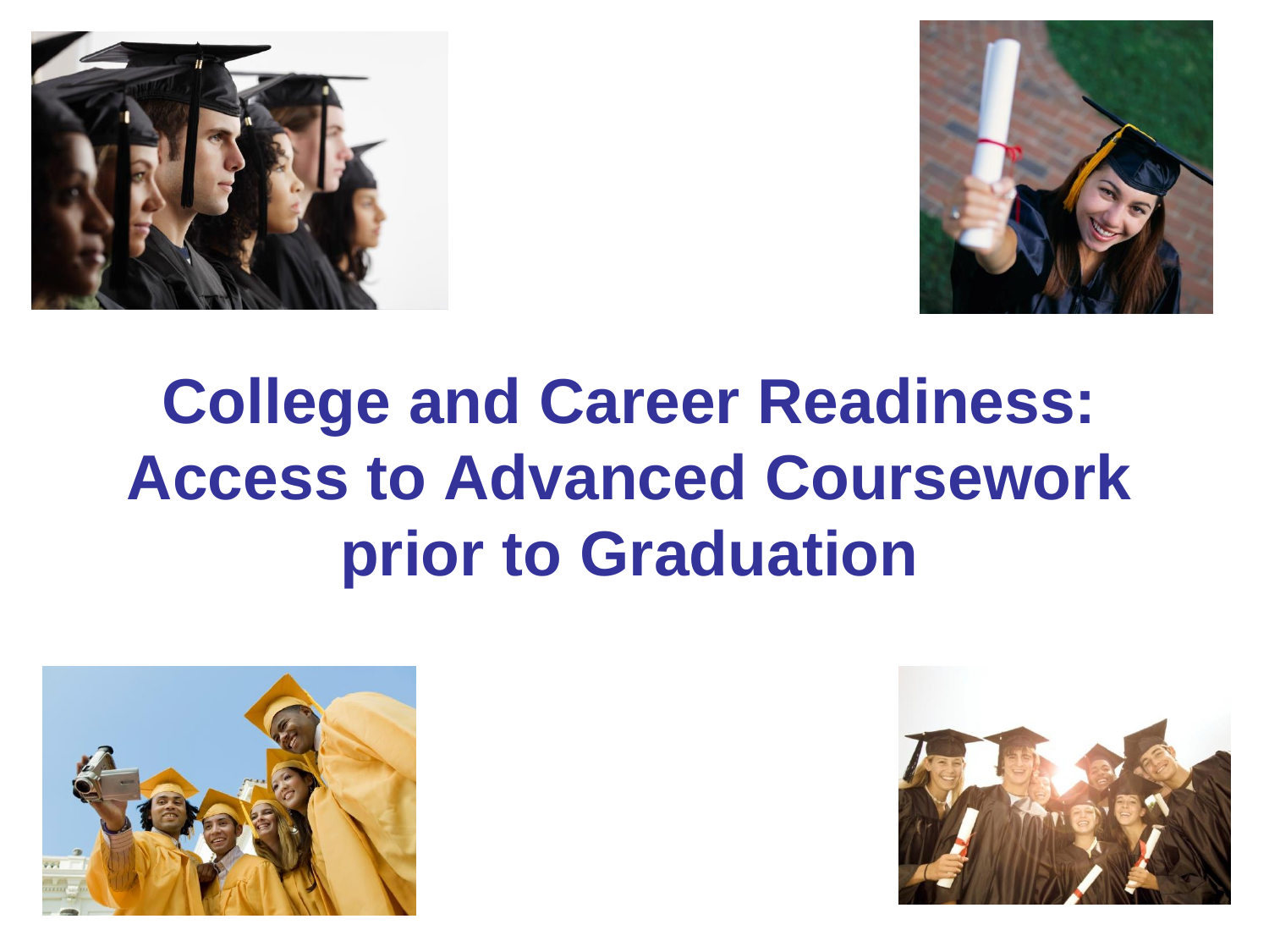# College and Career Readiness: Access to Advanced Coursework prior to Graduation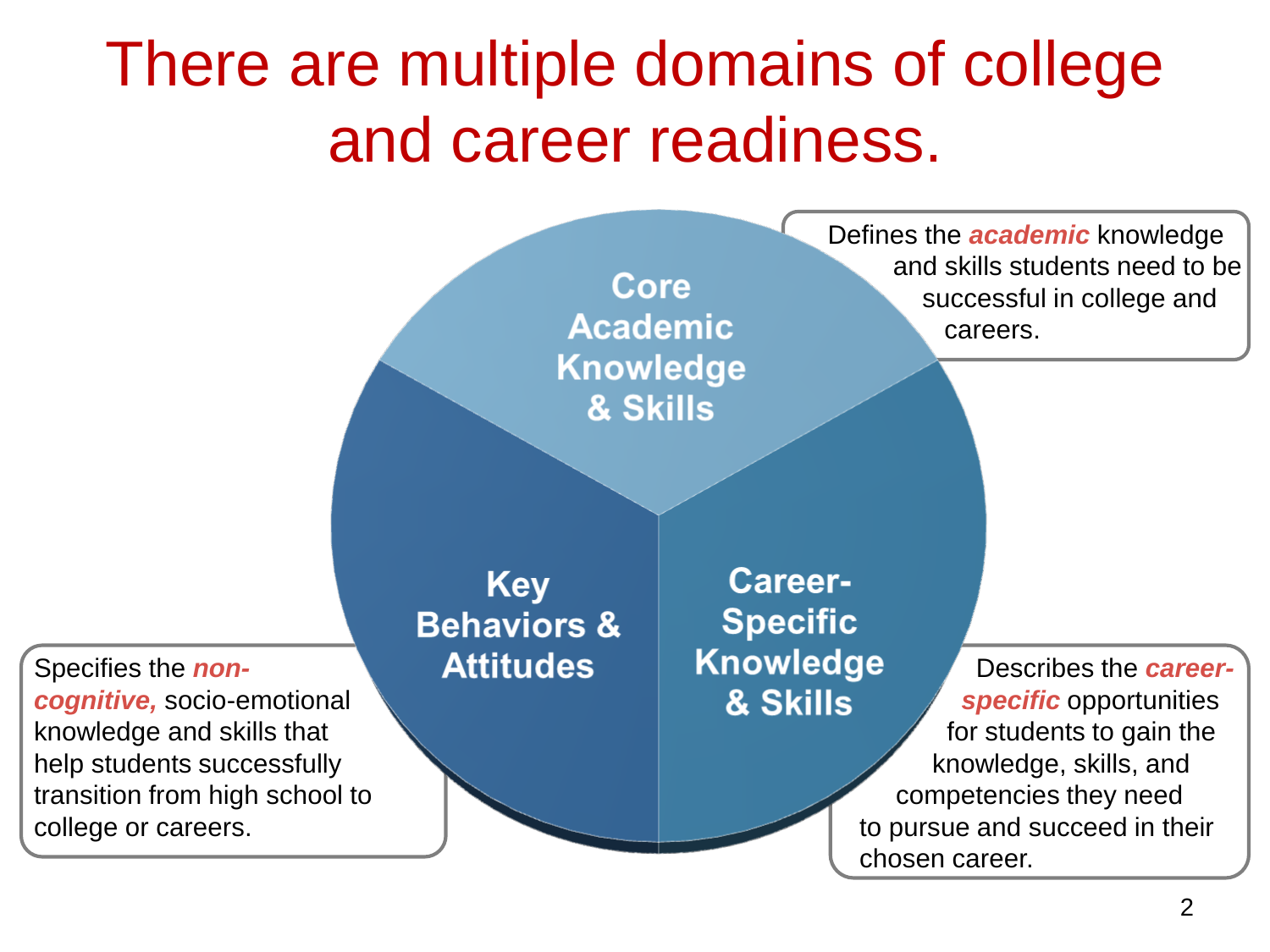# There are multiple domains of college and career readiness.

**Core Academic Knowledge & Skills**

Defines the ***academic*** knowledge and skills students need to be successful in college and careers.

**Key Behaviors & Attitudes**

Specifies the ***non-cognitive,*** socio-emotional knowledge and skills that help students successfully transition from high school to college or careers.

**Career-Specific Knowledge & Skills**

Describes the ***career-specific*** opportunities for students to gain the knowledge, skills, and competencies they need to pursue and succeed in their chosen career.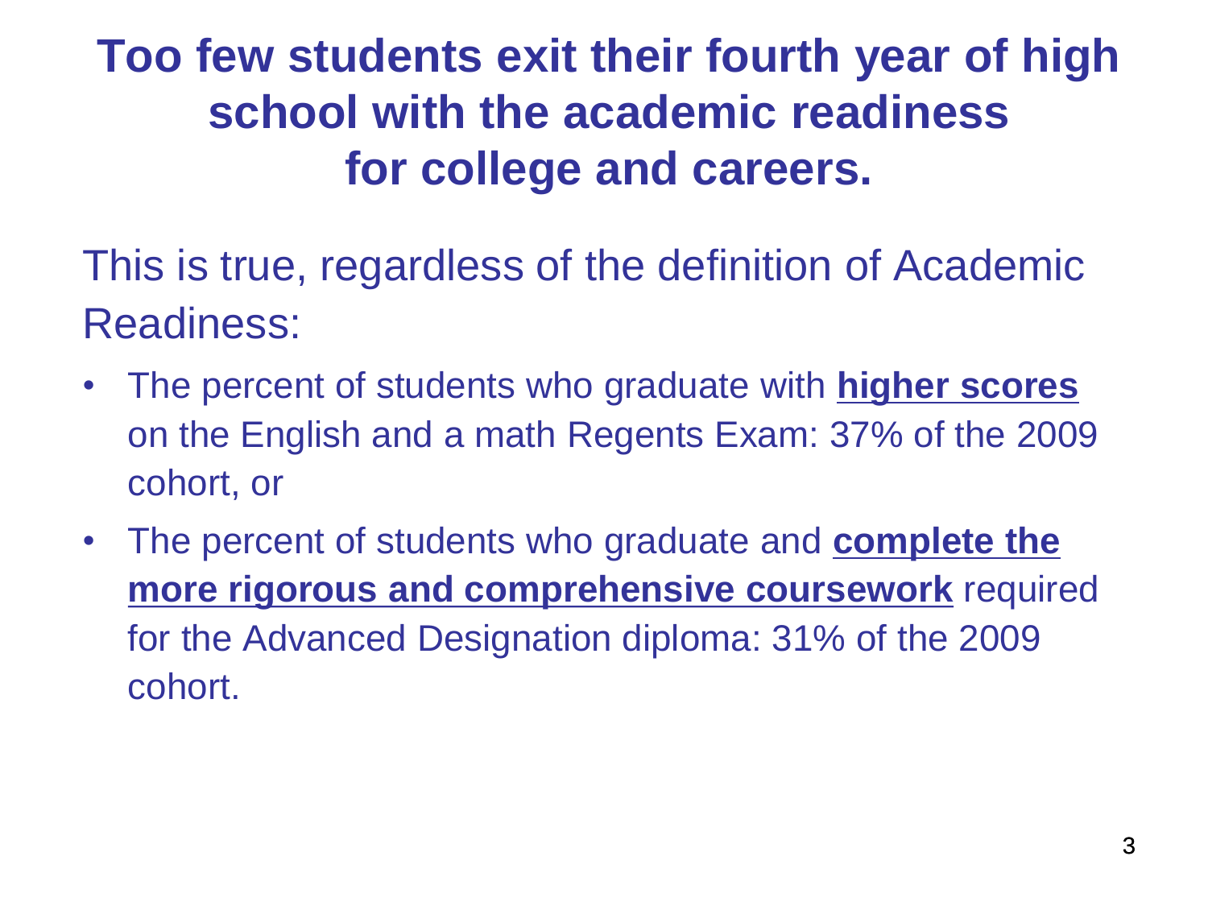# Too few students exit their fourth year of high school with the academic readiness for college and careers.

This is true, regardless of the definition of Academic Readiness:

- The percent of students who graduate with **higher scores** on the English and a math Regents Exam: 37% of the 2009 cohort, or
- The percent of students who graduate and **complete the more rigorous and comprehensive coursework** required for the Advanced Designation diploma: 31% of the 2009 cohort.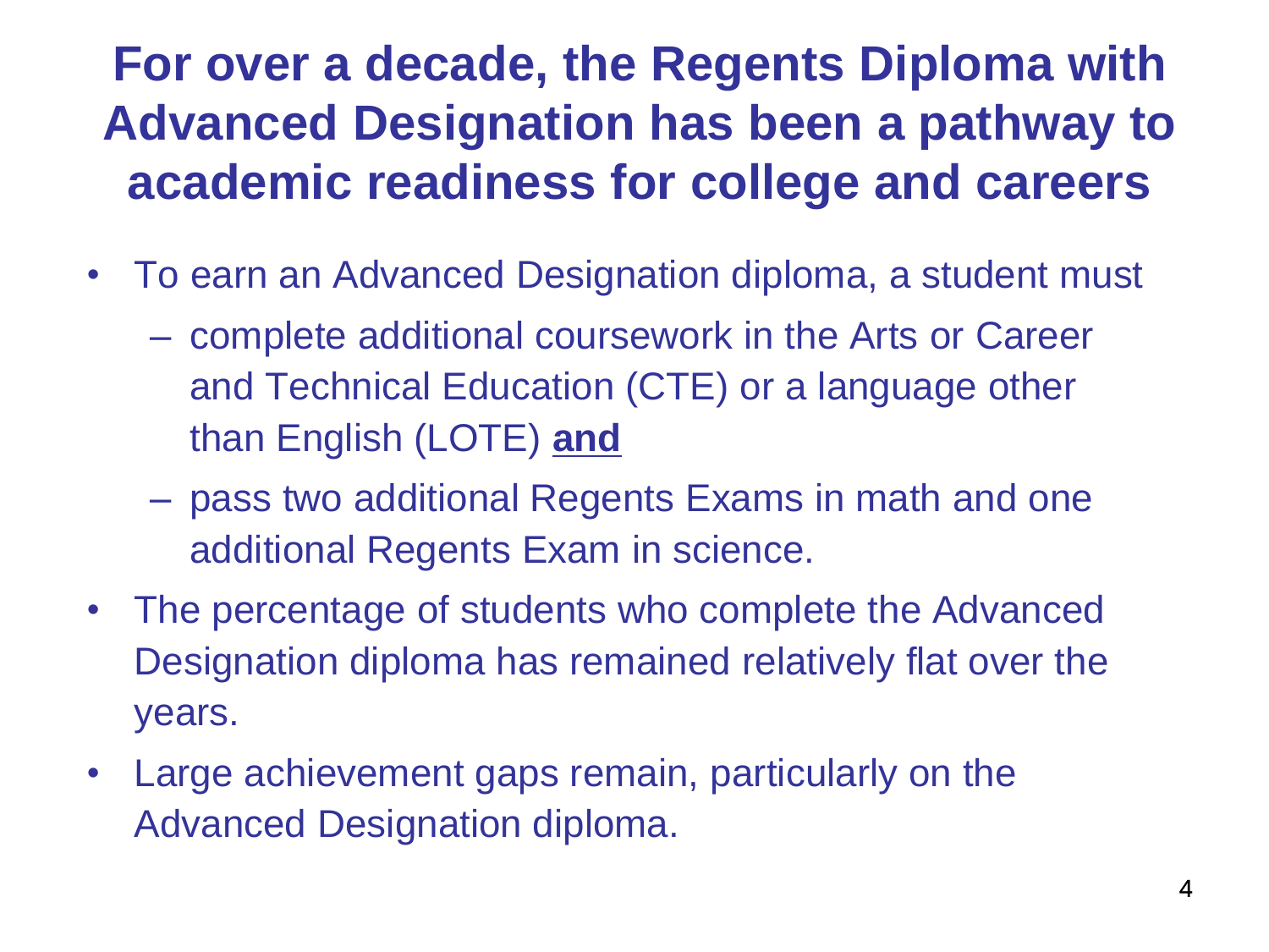# For over a decade, the Regents Diploma with Advanced Designation has been a pathway to academic readiness for college and careers

- To earn an Advanced Designation diploma, a student must
  - complete additional coursework in the Arts or Career and Technical Education (CTE) or a language other than English (LOTE) **and**
  - pass two additional Regents Exams in math and one additional Regents Exam in science.
- The percentage of students who complete the Advanced Designation diploma has remained relatively flat over the years.
- Large achievement gaps remain, particularly on the Advanced Designation diploma.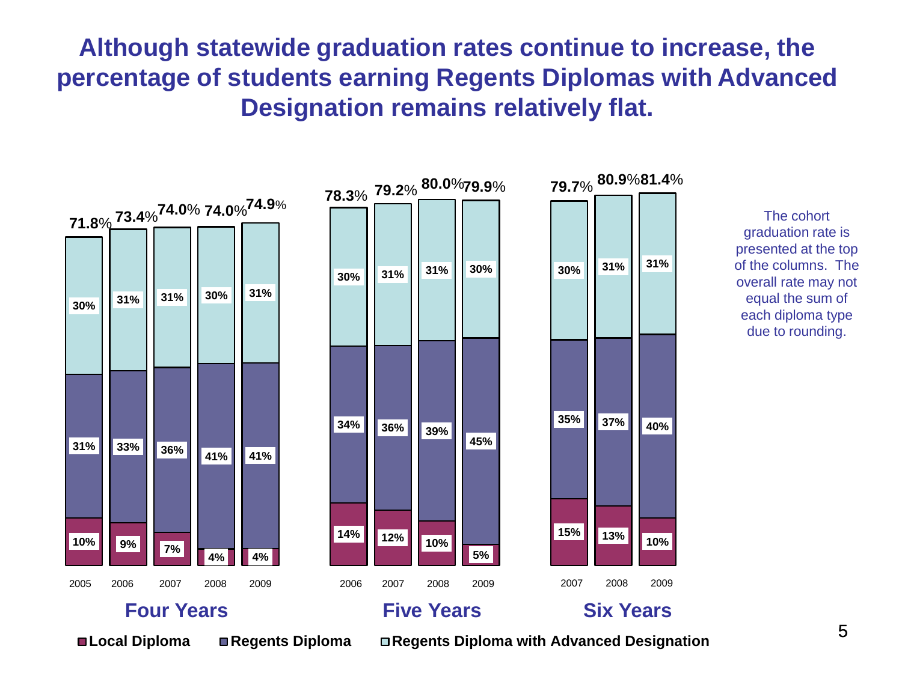# Although statewide graduation rates continue to increase, the percentage of students earning Regents Diplomas with Advanced Designation remains relatively flat.

**Four Years**

| Year | Cohort Graduation Rate | Local Diploma | Regents Diploma | Regents Diploma with Advanced Designation |
|---|---|---|---|---|
| 2005 | 71.8% | 10% | 31% | 30% |
| 2006 | 73.4% | 9% | 33% | 31% |
| 2007 | 74.0% | 7% | 36% | 31% |
| 2008 | 74.0% | 4% | 41% | 30% |
| 2009 | 74.9% | 4% | 41% | 31% |

**Five Years**

| Year | Cohort Graduation Rate | Local Diploma | Regents Diploma | Regents Diploma with Advanced Designation |
|---|---|---|---|---|
| 2006 | 78.3% | 14% | 34% | 30% |
| 2007 | 79.2% | 12% | 36% | 31% |
| 2008 | 80.0% | 10% | 39% | 31% |
| 2009 | 79.9% | 5% | 45% | 30% |

**Six Years**

| Year | Cohort Graduation Rate | Local Diploma | Regents Diploma | Regents Diploma with Advanced Designation |
|---|---|---|---|---|
| 2007 | 79.7% | 15% | 35% | 30% |
| 2008 | 80.9% | 13% | 37% | 31% |
| 2009 | 81.4% | 10% | 40% | 31% |

The cohort graduation rate is presented at the top of the columns. The overall rate may not equal the sum of each diploma type due to rounding.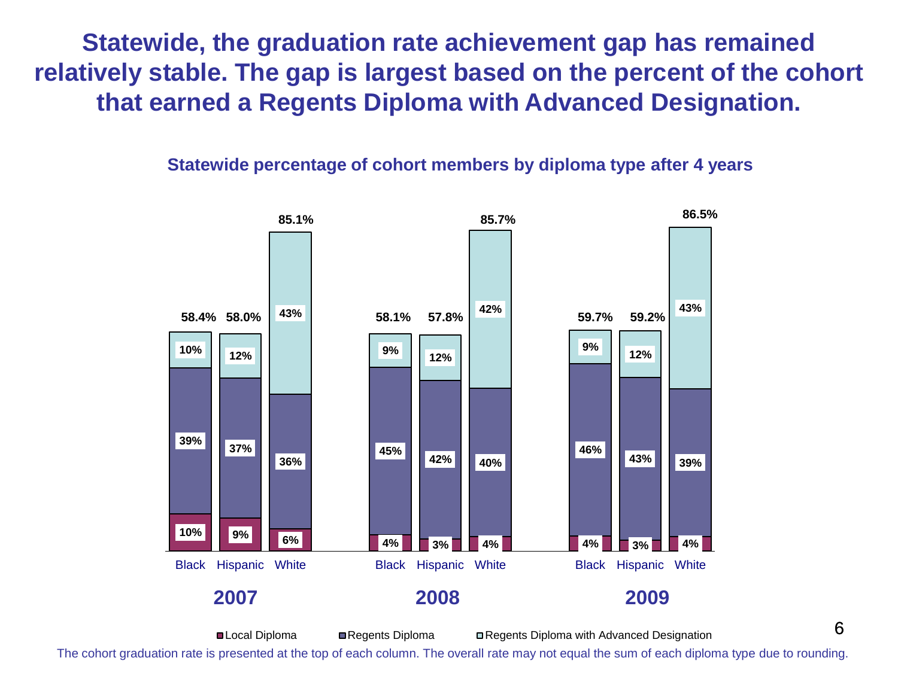# Statewide, the graduation rate achievement gap has remained relatively stable. The gap is largest based on the percent of the cohort that earned a Regents Diploma with Advanced Designation.

**Statewide percentage of cohort members by diploma type after 4 years**

| Year | Group | Local Diploma | Regents Diploma | Regents Diploma with Advanced Designation | Cohort Graduation Rate |
|---|---|---|---|---|---|
| 2007 | Black | 10% | 39% | 10% | 58.4% |
| 2007 | Hispanic | 9% | 37% | 12% | 58.0% |
| 2007 | White | 6% | 36% | 43% | 85.1% |
| 2008 | Black | 4% | 45% | 9% | 58.1% |
| 2008 | Hispanic | 3% | 42% | 12% | 57.8% |
| 2008 | White | 4% | 40% | 42% | 85.7% |
| 2009 | Black | 4% | 46% | 9% | 59.7% |
| 2009 | Hispanic | 3% | 43% | 12% | 59.2% |
| 2009 | White | 4% | 39% | 43% | 86.5% |

The cohort graduation rate is presented at the top of each column. The overall rate may not equal the sum of each diploma type due to rounding.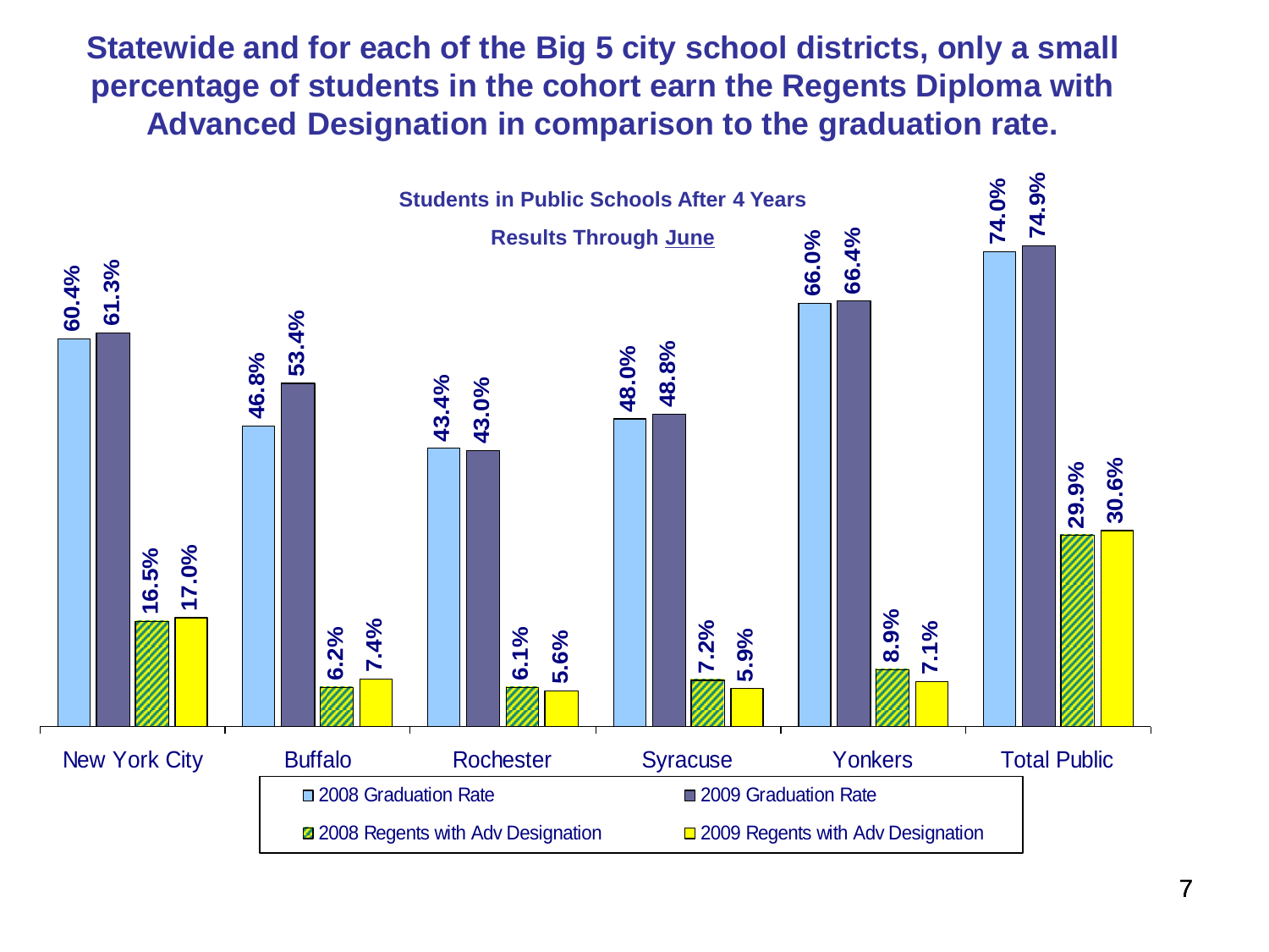# Statewide and for each of the Big 5 city school districts, only a small percentage of students in the cohort earn the Regents Diploma with Advanced Designation in comparison to the graduation rate.

**Students in Public Schools After 4 Years**

**Results Through June**

| | 2008 Graduation Rate | 2009 Graduation Rate | 2008 Regents with Adv Designation | 2009 Regents with Adv Designation |
|---|---|---|---|---|
| New York City | 60.4% | 61.3% | 16.5% | 17.0% |
| Buffalo | 46.8% | 53.4% | 6.2% | 7.4% |
| Rochester | 43.4% | 43.0% | 6.1% | 5.6% |
| Syracuse | 48.0% | 48.8% | 7.2% | 5.9% |
| Yonkers | 66.0% | 66.4% | 8.9% | 7.1% |
| Total Public | 74.0% | 74.9% | 29.9% | 30.6% |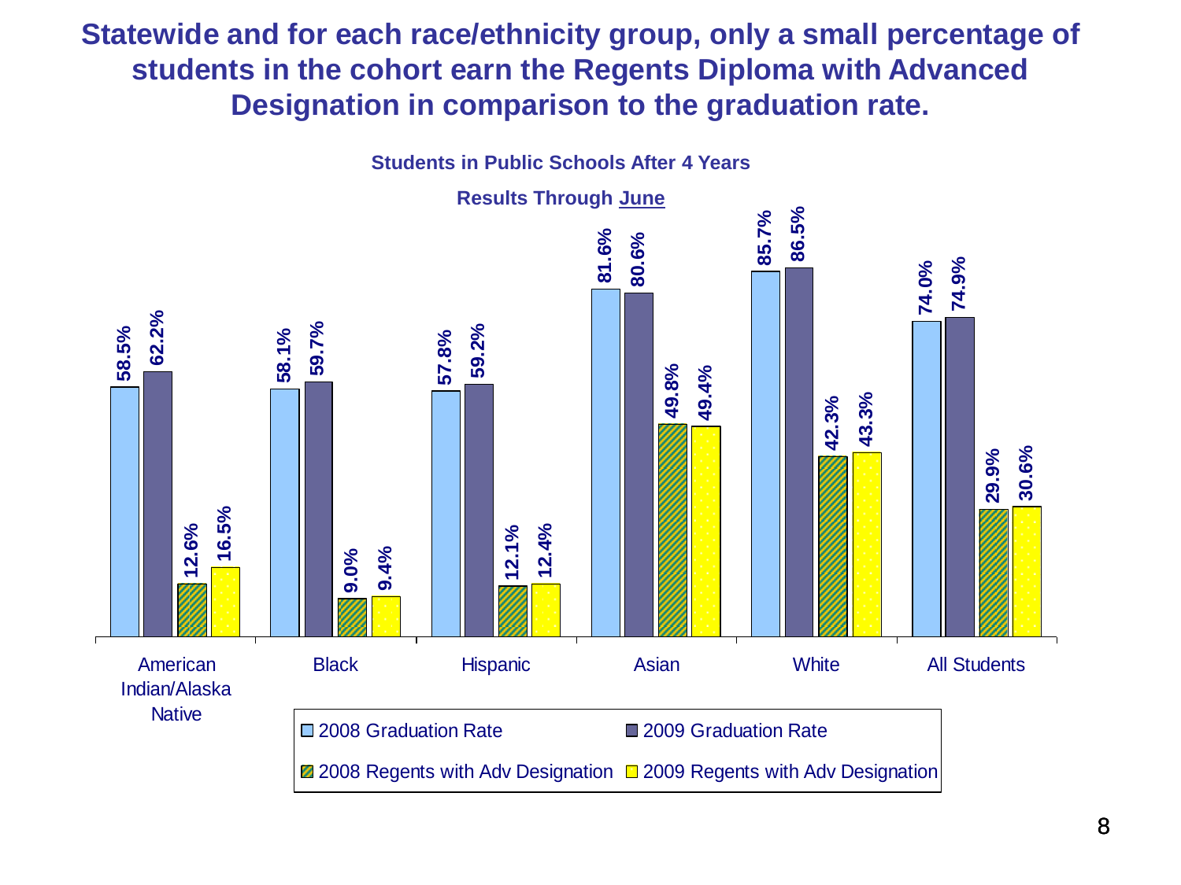# Statewide and for each race/ethnicity group, only a small percentage of students in the cohort earn the Regents Diploma with Advanced Designation in comparison to the graduation rate.

**Students in Public Schools After 4 Years**

**Results Through June**

| | 2008 Graduation Rate | 2009 Graduation Rate | 2008 Regents with Adv Designation | 2009 Regents with Adv Designation |
|---|---|---|---|---|
| American Indian/Alaska Native | 58.5% | 62.2% | 12.6% | 16.5% |
| Black | 58.1% | 59.7% | 9.0% | 9.4% |
| Hispanic | 57.8% | 59.2% | 12.1% | 12.4% |
| Asian | 81.6% | 80.6% | 49.8% | 49.4% |
| White | 85.7% | 86.5% | 42.3% | 43.3% |
| All Students | 74.0% | 74.9% | 29.9% | 30.6% |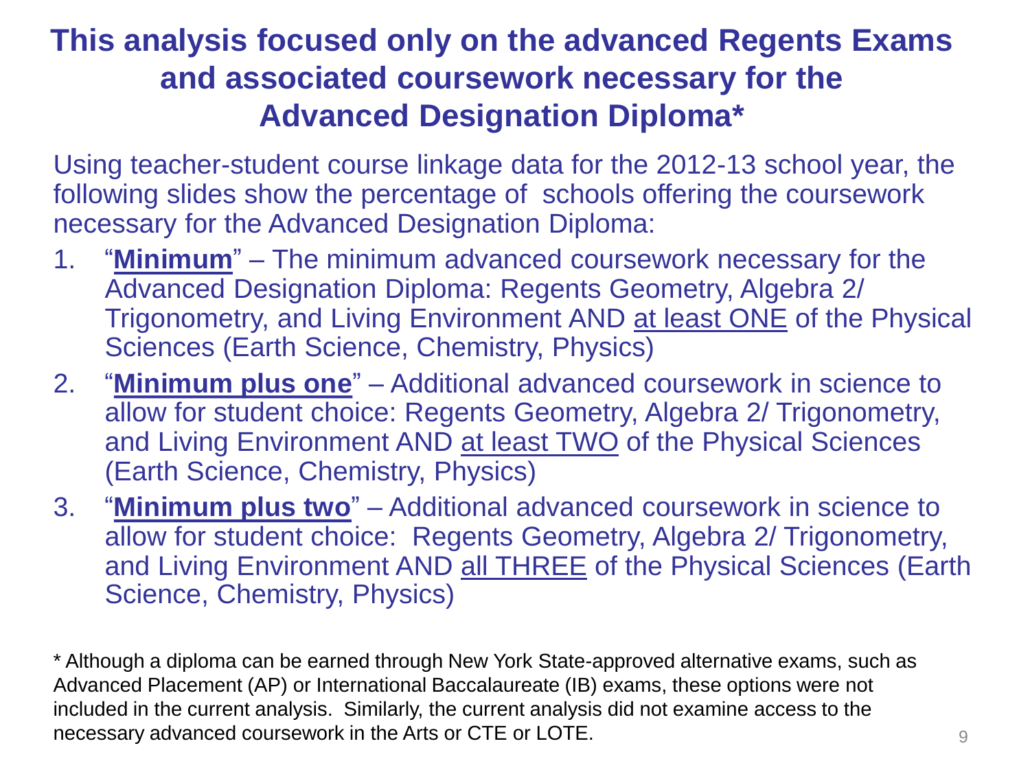# This analysis focused only on the advanced Regents Exams and associated coursework necessary for the Advanced Designation Diploma*

Using teacher-student course linkage data for the 2012-13 school year, the following slides show the percentage of schools offering the coursework necessary for the Advanced Designation Diploma:

1. "**Minimum**" – The minimum advanced coursework necessary for the Advanced Designation Diploma: Regents Geometry, Algebra 2/ Trigonometry, and Living Environment AND at least ONE of the Physical Sciences (Earth Science, Chemistry, Physics)
2. "**Minimum plus one**" – Additional advanced coursework in science to allow for student choice: Regents Geometry, Algebra 2/ Trigonometry, and Living Environment AND at least TWO of the Physical Sciences (Earth Science, Chemistry, Physics)
3. "**Minimum plus two**" – Additional advanced coursework in science to allow for student choice: Regents Geometry, Algebra 2/ Trigonometry, and Living Environment AND all THREE of the Physical Sciences (Earth Science, Chemistry, Physics)

* Although a diploma can be earned through New York State-approved alternative exams, such as Advanced Placement (AP) or International Baccalaureate (IB) exams, these options were not included in the current analysis. Similarly, the current analysis did not examine access to the necessary advanced coursework in the Arts or CTE or LOTE.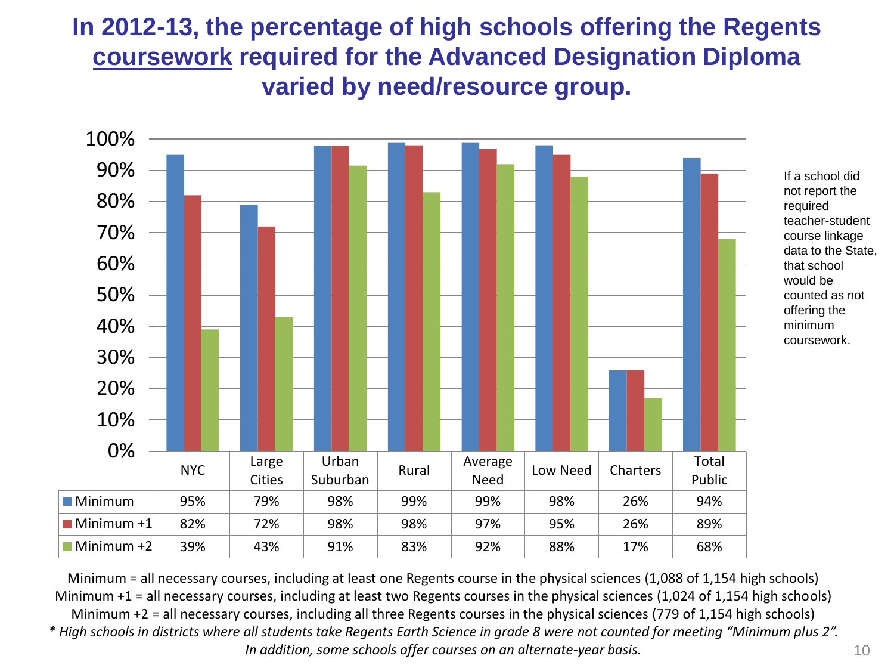# In 2012-13, the percentage of high schools offering the Regents coursework required for the Advanced Designation Diploma varied by need/resource group.

| | NYC | Large Cities | Urban Suburban | Rural | Average Need | Low Need | Charters | Total Public |
|---|---|---|---|---|---|---|---|---|
| Minimum | 95% | 79% | 98% | 99% | 99% | 98% | 26% | 94% |
| Minimum +1 | 82% | 72% | 98% | 98% | 97% | 95% | 26% | 89% |
| Minimum +2 | 39% | 43% | 91% | 83% | 92% | 88% | 17% | 68% |

If a school did not report the required teacher-student course linkage data to the State, that school would be counted as not offering the minimum coursework.

Minimum = all necessary courses, including at least one Regents course in the physical sciences (1,088 of 1,154 high schools)
Minimum +1 = all necessary courses, including at least two Regents courses in the physical sciences (1,024 of 1,154 high schools)
Minimum +2 = all necessary courses, including all three Regents courses in the physical sciences (779 of 1,154 high schools)
*\* High schools in districts where all students take Regents Earth Science in grade 8 were not counted for meeting "Minimum plus 2". In addition, some schools offer courses on an alternate-year basis.*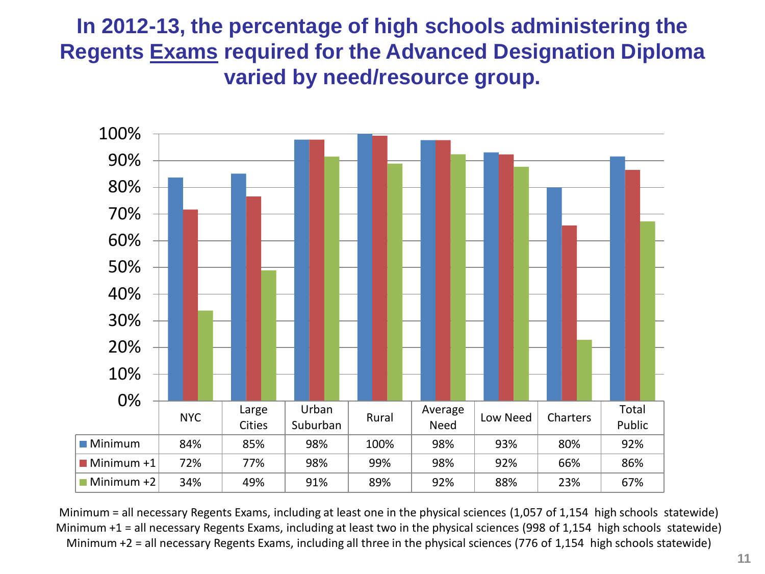# In 2012-13, the percentage of high schools administering the Regents Exams required for the Advanced Designation Diploma varied by need/resource group.

| | NYC | Large Cities | Urban Suburban | Rural | Average Need | Low Need | Charters | Total Public |
|---|---|---|---|---|---|---|---|---|
| Minimum | 84% | 85% | 98% | 100% | 98% | 93% | 80% | 92% |
| Minimum +1 | 72% | 77% | 98% | 99% | 98% | 92% | 66% | 86% |
| Minimum +2 | 34% | 49% | 91% | 89% | 92% | 88% | 23% | 67% |

Minimum = all necessary Regents Exams, including at least one in the physical sciences (1,057 of 1,154 high schools statewide)
Minimum +1 = all necessary Regents Exams, including at least two in the physical sciences (998 of 1,154 high schools statewide)
Minimum +2 = all necessary Regents Exams, including all three in the physical sciences (776 of 1,154 high schools statewide)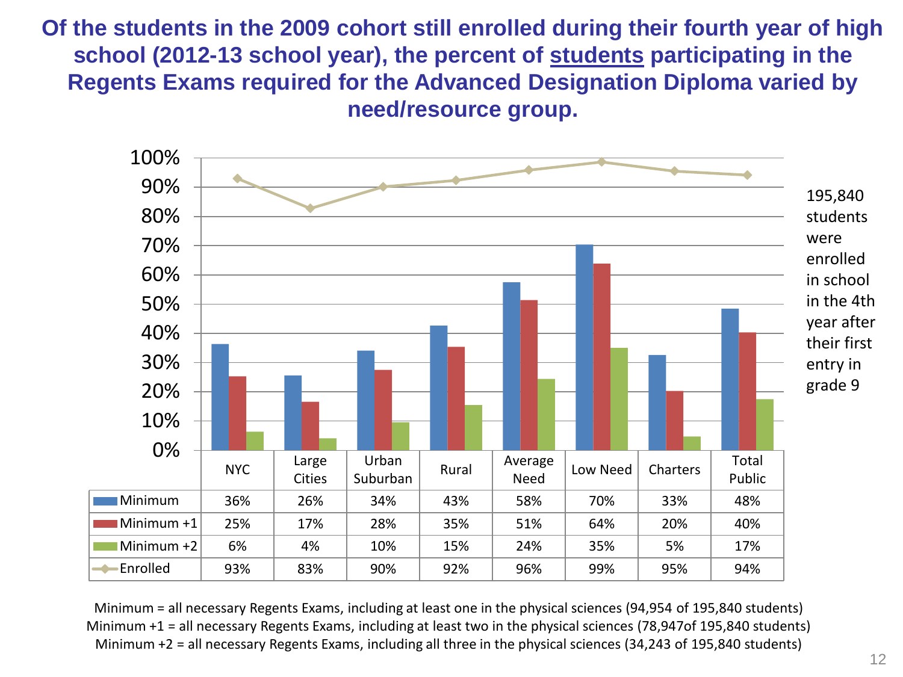# Of the students in the 2009 cohort still enrolled during their fourth year of high school (2012-13 school year), the percent of students participating in the Regents Exams required for the Advanced Designation Diploma varied by need/resource group.

| | NYC | Large Cities | Urban Suburban | Rural | Average Need | Low Need | Charters | Total Public |
|---|---|---|---|---|---|---|---|---|
| Minimum | 36% | 26% | 34% | 43% | 58% | 70% | 33% | 48% |
| Minimum +1 | 25% | 17% | 28% | 35% | 51% | 64% | 20% | 40% |
| Minimum +2 | 6% | 4% | 10% | 15% | 24% | 35% | 5% | 17% |
| Enrolled | 93% | 83% | 90% | 92% | 96% | 99% | 95% | 94% |

195,840 students were enrolled in school in the 4th year after their first entry in grade 9

Minimum = all necessary Regents Exams, including at least one in the physical sciences (94,954 of 195,840 students)
Minimum +1 = all necessary Regents Exams, including at least two in the physical sciences (78,947of 195,840 students)
Minimum +2 = all necessary Regents Exams, including all three in the physical sciences (34,243 of 195,840 students)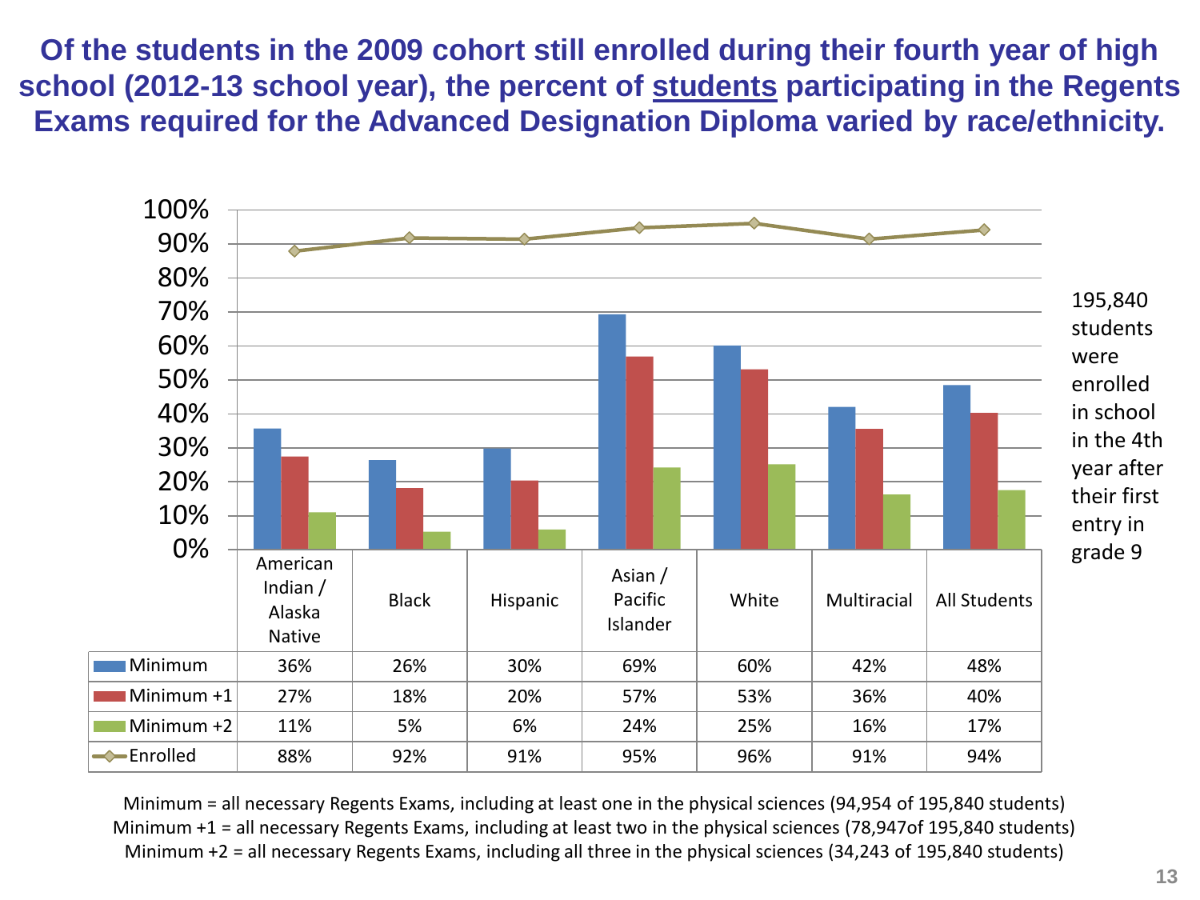# Of the students in the 2009 cohort still enrolled during their fourth year of high school (2012-13 school year), the percent of <u>students</u> participating in the Regents Exams required for the Advanced Designation Diploma varied by race/ethnicity.

| | American Indian / Alaska Native | Black | Hispanic | Asian / Pacific Islander | White | Multiracial | All Students |
|---|---|---|---|---|---|---|---|
| Minimum | 36% | 26% | 30% | 69% | 60% | 42% | 48% |
| Minimum +1 | 27% | 18% | 20% | 57% | 53% | 36% | 40% |
| Minimum +2 | 11% | 5% | 6% | 24% | 25% | 16% | 17% |
| Enrolled | 88% | 92% | 91% | 95% | 96% | 91% | 94% |

195,840 students were enrolled in school in the 4th year after their first entry in grade 9

Minimum = all necessary Regents Exams, including at least one in the physical sciences (94,954 of 195,840 students)
Minimum +1 = all necessary Regents Exams, including at least two in the physical sciences (78,947of 195,840 students)
Minimum +2 = all necessary Regents Exams, including all three in the physical sciences (34,243 of 195,840 students)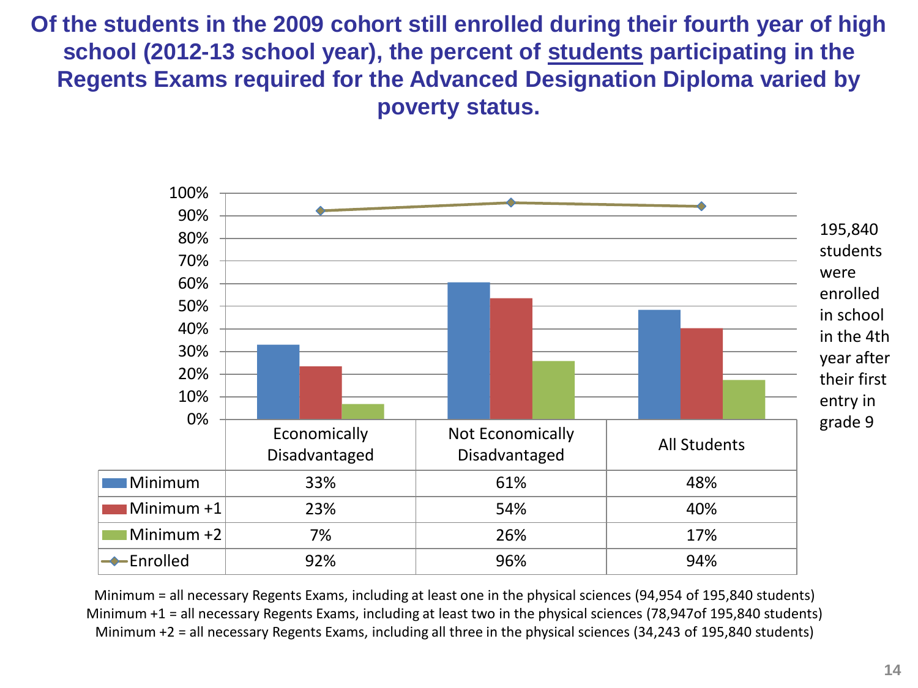# Of the students in the 2009 cohort still enrolled during their fourth year of high school (2012-13 school year), the percent of students participating in the Regents Exams required for the Advanced Designation Diploma varied by poverty status.

| | Economically Disadvantaged | Not Economically Disadvantaged | All Students |
|---|---|---|---|
| Minimum | 33% | 61% | 48% |
| Minimum +1 | 23% | 54% | 40% |
| Minimum +2 | 7% | 26% | 17% |
| Enrolled | 92% | 96% | 94% |

195,840 students were enrolled in school in the 4th year after their first entry in grade 9

Minimum = all necessary Regents Exams, including at least one in the physical sciences (94,954 of 195,840 students)
Minimum +1 = all necessary Regents Exams, including at least two in the physical sciences (78,947of 195,840 students)
Minimum +2 = all necessary Regents Exams, including all three in the physical sciences (34,243 of 195,840 students)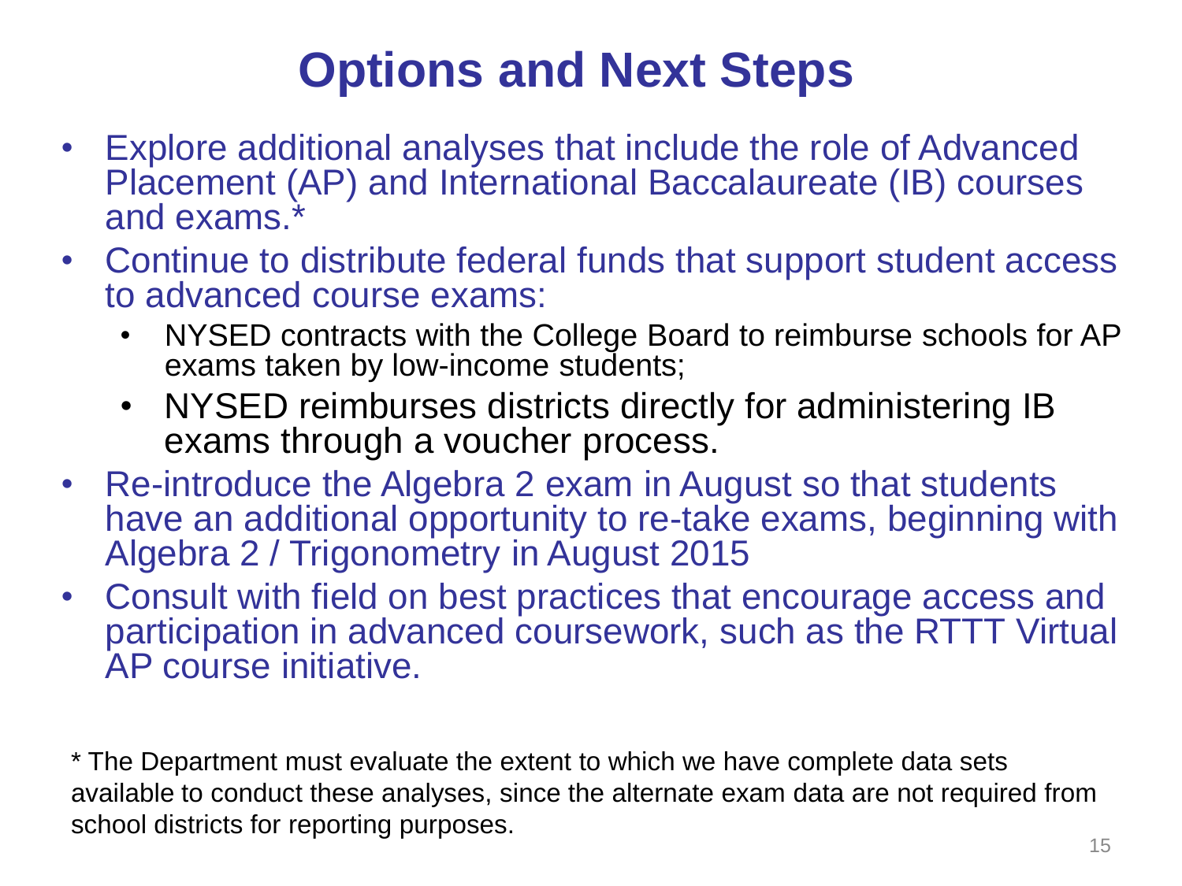# Options and Next Steps

- Explore additional analyses that include the role of Advanced Placement (AP) and International Baccalaureate (IB) courses and exams.*
- Continue to distribute federal funds that support student access to advanced course exams:
  - NYSED contracts with the College Board to reimburse schools for AP exams taken by low-income students;
  - NYSED reimburses districts directly for administering IB exams through a voucher process.
- Re-introduce the Algebra 2 exam in August so that students have an additional opportunity to re-take exams, beginning with Algebra 2 / Trigonometry in August 2015
- Consult with field on best practices that encourage access and participation in advanced coursework, such as the RTTT Virtual AP course initiative.

* The Department must evaluate the extent to which we have complete data sets available to conduct these analyses, since the alternate exam data are not required from school districts for reporting purposes.